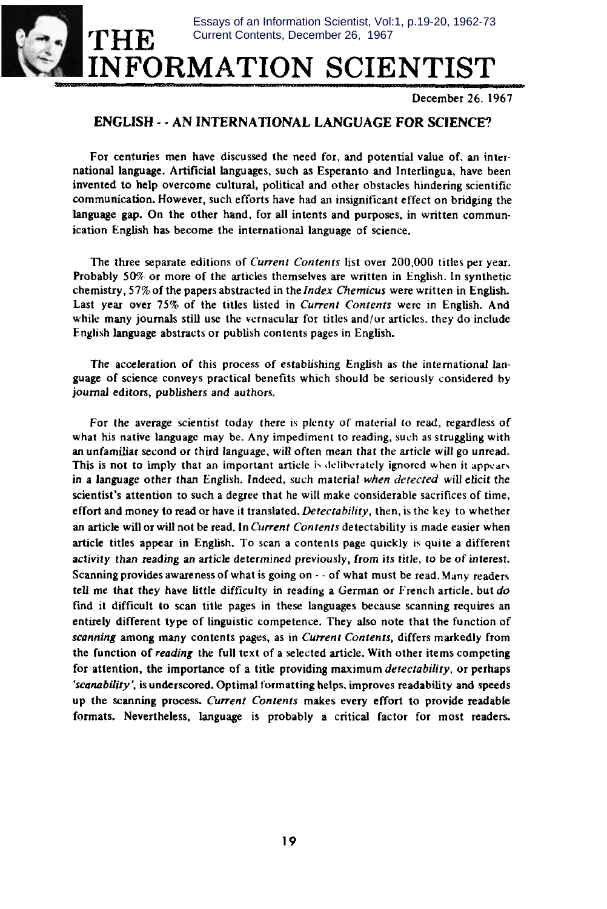# THE INFORMATION SCIENTIST

Essays of an Information Scientist, Vol:1, p.19-20, 1962-73
Current Contents, December 26, 1967

December 26. 1967

## ENGLISH - - AN INTERNATIONAL LANGUAGE FOR SCIENCE?

For centuries men have discussed the need for, and potential value of, an international language. Artificial languages, such as Esperanto and Interlingua, have been invented to help overcome cultural, political and other obstacles hindering scientific communication. However, such efforts have had an insignificant effect on bridging the language gap. On the other hand, for all intents and purposes, in written communication English has become the international language of science.

The three separate editions of *Current Contents* list over 200,000 titles per year. Probably 50% or more of the articles themselves are written in English. In synthetic chemistry, 57% of the papers abstracted in the *Index Chemicus* were written in English. Last year over 75% of the titles listed in *Current Contents* were in English. And while many journals still use the vernacular for titles and/or articles, they do include English language abstracts or publish contents pages in English.

The acceleration of this process of establishing English as the international language of science conveys practical benefits which should be seriously considered by journal editors, publishers and authors.

For the average scientist today there is plenty of material to read, regardless of what his native language may be. Any impediment to reading, such as struggling with an unfamiliar second or third language, will often mean that the article will go unread. This is not to imply that an important article is deliberately ignored when it appears in a language other than English. Indeed, such material *when detected* will elicit the scientist's attention to such a degree that he will make considerable sacrifices of time, effort and money to read or have it translated. *Detectability*, then, is the key to whether an article will or will not be read. In *Current Contents* detectability is made easier when article titles appear in English. To scan a contents page quickly is quite a different activity than reading an article determined previously, from its title, to be of interest. Scanning provides awareness of what is going on - - of what must be read. Many readers tell me that they have little difficulty in reading a German or French article, but *do* find it difficult to scan title pages in these languages because scanning requires an entirely different type of linguistic competence. They also note that the function of *scanning* among many contents pages, as in *Current Contents*, differs markedly from the function of *reading* the full text of a selected article. With other items competing for attention, the importance of a title providing maximum *detectability*, or perhaps *'scanability'*, is underscored. Optimal formatting helps, improves readability and speeds up the scanning process. *Current Contents* makes every effort to provide readable formats. Nevertheless, language is probably a critical factor for most readers.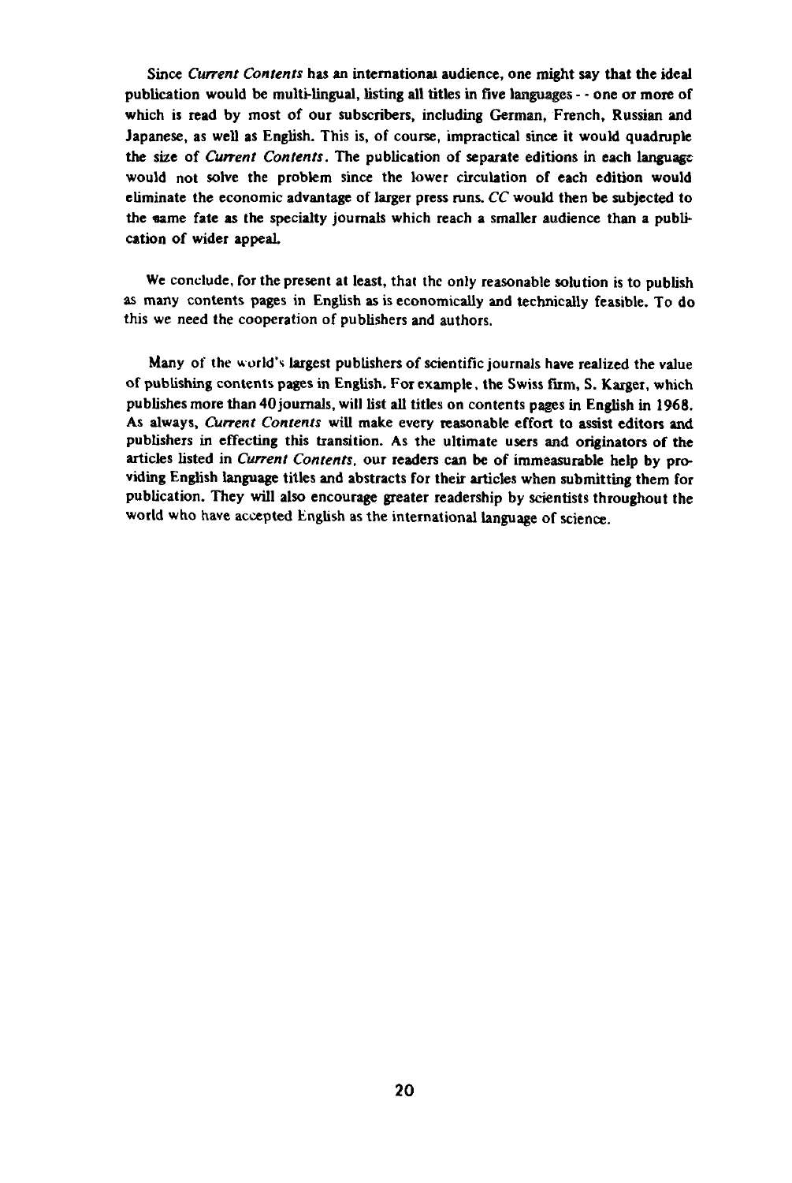Since *Current Contents* has an international audience, one might say that the ideal publication would be multi-lingual, listing all titles in five languages - - one or more of which is read by most of our subscribers, including German, French, Russian and Japanese, as well as English. This is, of course, impractical since it would quadruple the size of *Current Contents*. The publication of separate editions in each language would not solve the problem since the lower circulation of each edition would eliminate the economic advantage of larger press runs. *CC* would then be subjected to the same fate as the specialty journals which reach a smaller audience than a publication of wider appeal.

We conclude, for the present at least, that the only reasonable solution is to publish as many contents pages in English as is economically and technically feasible. To do this we need the cooperation of publishers and authors.

Many of the world's largest publishers of scientific journals have realized the value of publishing contents pages in English. For example, the Swiss firm, S. Karger, which publishes more than 40 journals, will list all titles on contents pages in English in 1968. As always, *Current Contents* will make every reasonable effort to assist editors and publishers in effecting this transition. As the ultimate users and originators of the articles listed in *Current Contents*, our readers can be of immeasurable help by providing English language titles and abstracts for their articles when submitting them for publication. They will also encourage greater readership by scientists throughout the world who have accepted English as the international language of science.